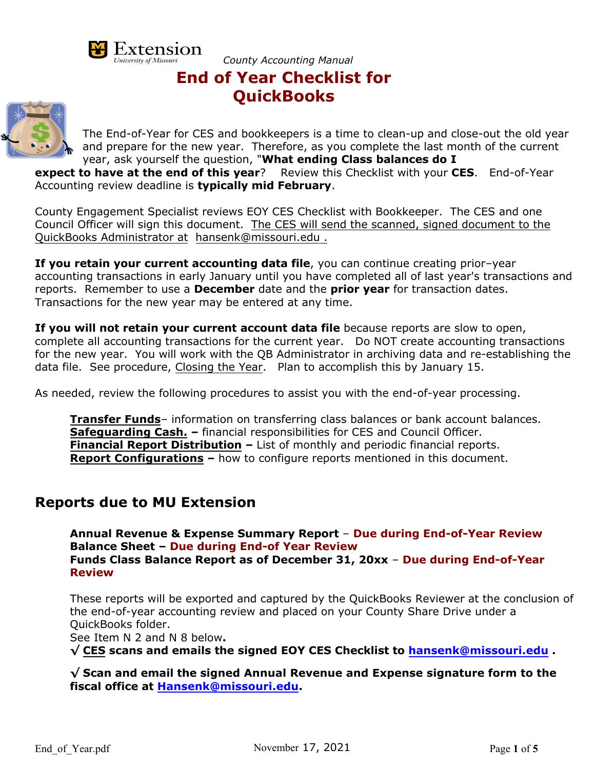Extension
University of Missouri

*County Accounting Manual*

# End of Year Checklist for QuickBooks

The End-of-Year for CES and bookkeepers is a time to clean-up and close-out the old year and prepare for the new year. Therefore, as you complete the last month of the current year, ask yourself the question, "**What ending Class balances do I expect to have at the end of this year**? Review this Checklist with your **CES**. End-of-Year Accounting review deadline is **typically mid February**.

County Engagement Specialist reviews EOY CES Checklist with Bookkeeper. The CES and one Council Officer will sign this document. The CES will send the scanned, signed document to the QuickBooks Administrator at hansenk@missouri.edu .

**If you retain your current accounting data file**, you can continue creating prior–year accounting transactions in early January until you have completed all of last year's transactions and reports. Remember to use a **December** date and the **prior year** for transaction dates. Transactions for the new year may be entered at any time.

**If you will not retain your current account data file** because reports are slow to open, complete all accounting transactions for the current year. Do NOT create accounting transactions for the new year. You will work with the QB Administrator in archiving data and re-establishing the data file. See procedure, Closing the Year. Plan to accomplish this by January 15.

As needed, review the following procedures to assist you with the end-of-year processing.

> **Transfer Funds**– information on transferring class balances or bank account balances.
> **Safeguarding Cash. –** financial responsibilities for CES and Council Officer.
> **Financial Report Distribution –** List of monthly and periodic financial reports.
> **Report Configurations –** how to configure reports mentioned in this document.

## Reports due to MU Extension

**Annual Revenue & Expense Summary Report** – **Due during End-of-Year Review**
**Balance Sheet – Due during End-of Year Review**
**Funds Class Balance Report as of December 31, 20xx** – **Due during End-of-Year Review**

These reports will be exported and captured by the QuickBooks Reviewer at the conclusion of the end-of-year accounting review and placed on your County Share Drive under a QuickBooks folder.
See Item N 2 and N 8 below**.**

√ **CES scans and emails the signed EOY CES Checklist to hansenk@missouri.edu .**

√ **Scan and email the signed Annual Revenue and Expense signature form to the fiscal office at Hansenk@missouri.edu.**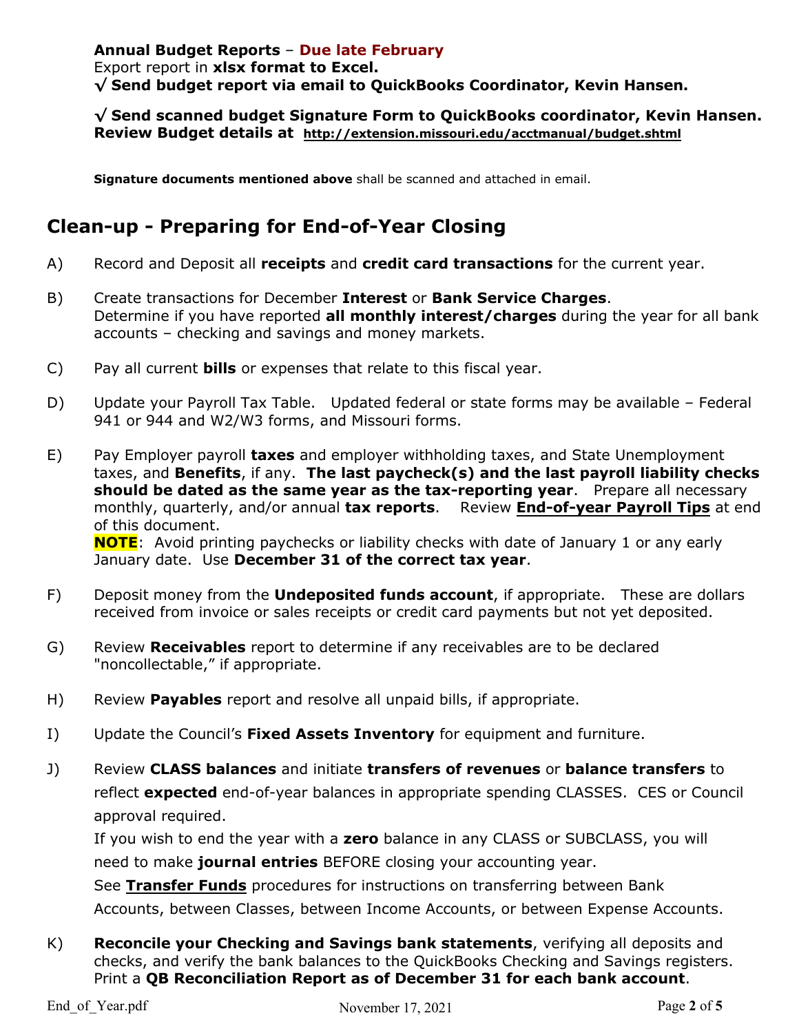**Annual Budget Reports** – **Due late February**
Export report in **xlsx format to Excel.**
**√ Send budget report via email to QuickBooks Coordinator, Kevin Hansen.**

**√ Send scanned budget Signature Form to QuickBooks coordinator, Kevin Hansen.**
**Review Budget details at** **http://extension.missouri.edu/acctmanual/budget.shtml**

**Signature documents mentioned above** shall be scanned and attached in email.

## Clean-up - Preparing for End-of-Year Closing

A) Record and Deposit all **receipts** and **credit card transactions** for the current year.

B) Create transactions for December **Interest** or **Bank Service Charges**.
Determine if you have reported **all monthly interest/charges** during the year for all bank accounts – checking and savings and money markets.

C) Pay all current **bills** or expenses that relate to this fiscal year.

D) Update your Payroll Tax Table. Updated federal or state forms may be available – Federal 941 or 944 and W2/W3 forms, and Missouri forms.

E) Pay Employer payroll **taxes** and employer withholding taxes, and State Unemployment taxes, and **Benefits**, if any. **The last paycheck(s) and the last payroll liability checks should be dated as the same year as the tax-reporting year**. Prepare all necessary monthly, quarterly, and/or annual **tax reports**. Review **End-of-year Payroll Tips** at end of this document.
**NOTE**: Avoid printing paychecks or liability checks with date of January 1 or any early January date. Use **December 31 of the correct tax year**.

F) Deposit money from the **Undeposited funds account**, if appropriate. These are dollars received from invoice or sales receipts or credit card payments but not yet deposited.

G) Review **Receivables** report to determine if any receivables are to be declared "noncollectable," if appropriate.

H) Review **Payables** report and resolve all unpaid bills, if appropriate.

I) Update the Council's **Fixed Assets Inventory** for equipment and furniture.

J) Review **CLASS balances** and initiate **transfers of revenues** or **balance transfers** to reflect **expected** end-of-year balances in appropriate spending CLASSES. CES or Council approval required.
If you wish to end the year with a **zero** balance in any CLASS or SUBCLASS, you will need to make **journal entries** BEFORE closing your accounting year.
See **Transfer Funds** procedures for instructions on transferring between Bank Accounts, between Classes, between Income Accounts, or between Expense Accounts.

K) **Reconcile your Checking and Savings bank statements**, verifying all deposits and checks, and verify the bank balances to the QuickBooks Checking and Savings registers. Print a **QB Reconciliation Report as of December 31 for each bank account**.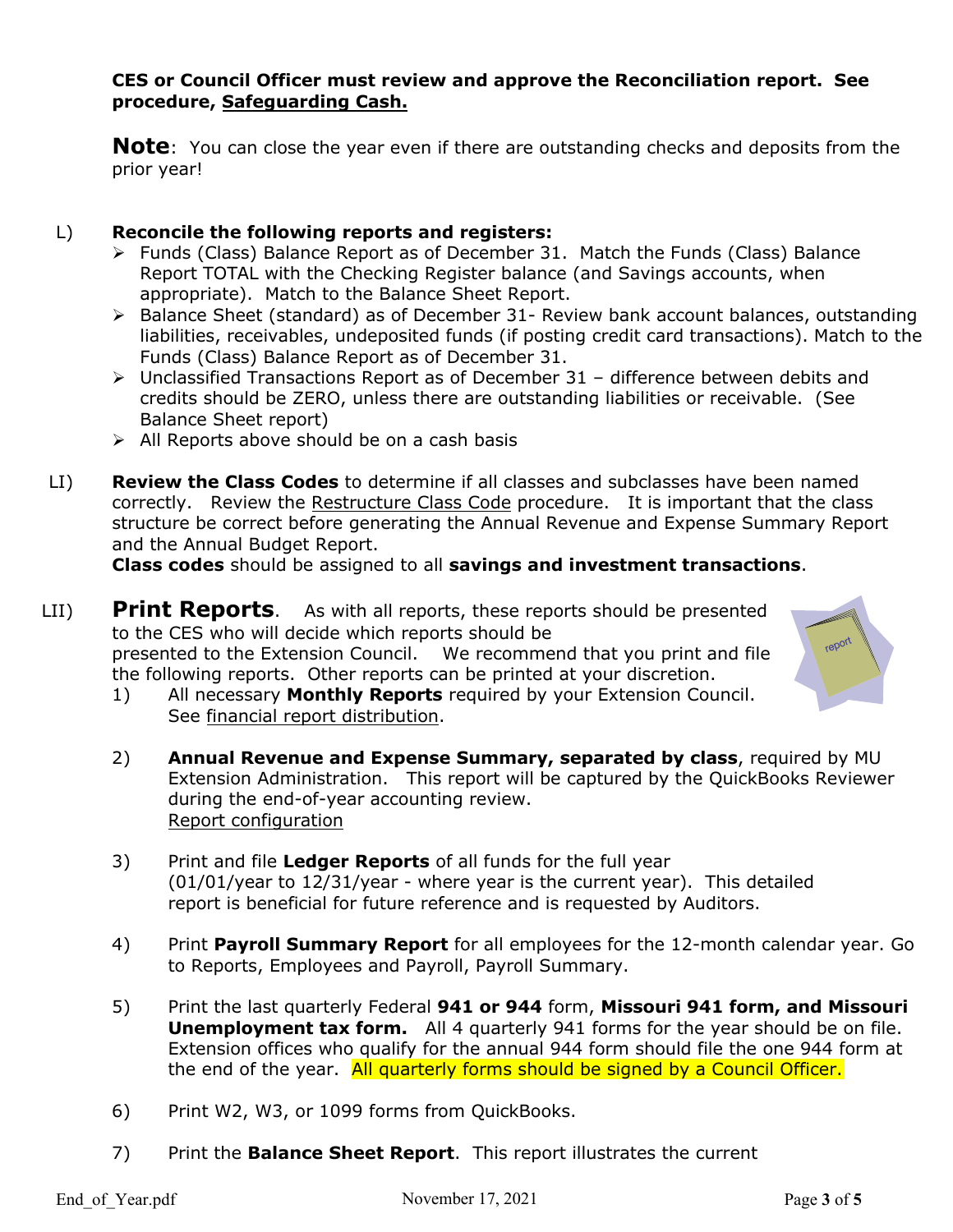**CES or Council Officer must review and approve the Reconciliation report. See procedure, Safeguarding Cash.**

**Note**: You can close the year even if there are outstanding checks and deposits from the prior year!

L) **Reconcile the following reports and registers:**

- Funds (Class) Balance Report as of December 31. Match the Funds (Class) Balance Report TOTAL with the Checking Register balance (and Savings accounts, when appropriate). Match to the Balance Sheet Report.
- Balance Sheet (standard) as of December 31- Review bank account balances, outstanding liabilities, receivables, undeposited funds (if posting credit card transactions). Match to the Funds (Class) Balance Report as of December 31.
- Unclassified Transactions Report as of December 31 – difference between debits and credits should be ZERO, unless there are outstanding liabilities or receivable. (See Balance Sheet report)
- All Reports above should be on a cash basis

LI) **Review the Class Codes** to determine if all classes and subclasses have been named correctly. Review the Restructure Class Code procedure. It is important that the class structure be correct before generating the Annual Revenue and Expense Summary Report and the Annual Budget Report.
**Class codes** should be assigned to all **savings and investment transactions**.

LII) **Print Reports**. As with all reports, these reports should be presented to the CES who will decide which reports should be presented to the Extension Council. We recommend that you print and file the following reports. Other reports can be printed at your discretion.

1) All necessary **Monthly Reports** required by your Extension Council. See financial report distribution.

2) **Annual Revenue and Expense Summary, separated by class**, required by MU Extension Administration. This report will be captured by the QuickBooks Reviewer during the end-of-year accounting review.
Report configuration

3) Print and file **Ledger Reports** of all funds for the full year (01/01/year to 12/31/year - where year is the current year). This detailed report is beneficial for future reference and is requested by Auditors.

4) Print **Payroll Summary Report** for all employees for the 12-month calendar year. Go to Reports, Employees and Payroll, Payroll Summary.

5) Print the last quarterly Federal **941 or 944** form, **Missouri 941 form, and Missouri Unemployment tax form.** All 4 quarterly 941 forms for the year should be on file. Extension offices who qualify for the annual 944 form should file the one 944 form at the end of the year. All quarterly forms should be signed by a Council Officer.

6) Print W2, W3, or 1099 forms from QuickBooks.

7) Print the **Balance Sheet Report**. This report illustrates the current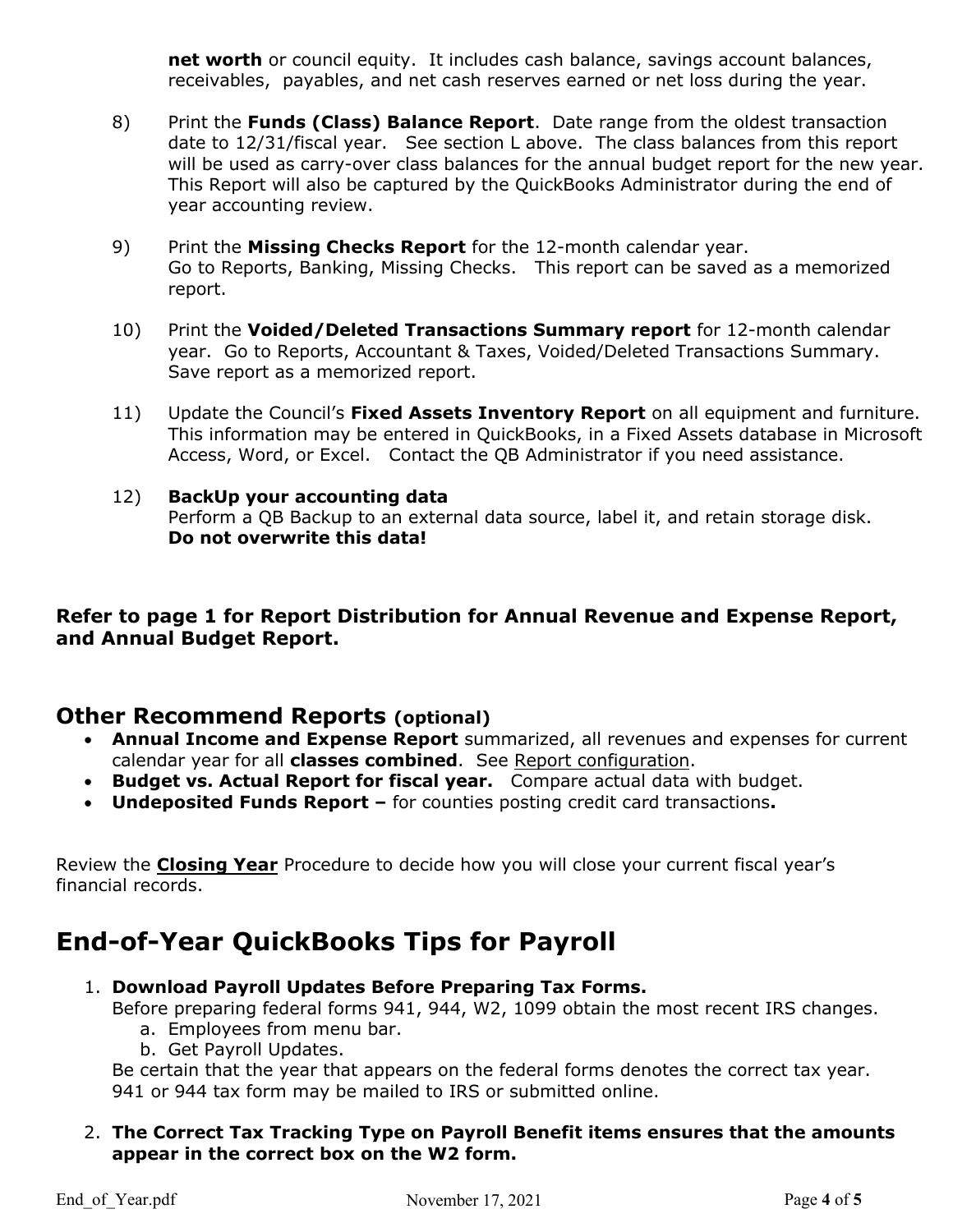**net worth** or council equity. It includes cash balance, savings account balances, receivables, payables, and net cash reserves earned or net loss during the year.

8) Print the **Funds (Class) Balance Report**. Date range from the oldest transaction date to 12/31/fiscal year. See section L above. The class balances from this report will be used as carry-over class balances for the annual budget report for the new year. This Report will also be captured by the QuickBooks Administrator during the end of year accounting review.

9) Print the **Missing Checks Report** for the 12-month calendar year.
Go to Reports, Banking, Missing Checks. This report can be saved as a memorized report.

10) Print the **Voided/Deleted Transactions Summary report** for 12-month calendar year. Go to Reports, Accountant & Taxes, Voided/Deleted Transactions Summary. Save report as a memorized report.

11) Update the Council's **Fixed Assets Inventory Report** on all equipment and furniture. This information may be entered in QuickBooks, in a Fixed Assets database in Microsoft Access, Word, or Excel. Contact the QB Administrator if you need assistance.

12) **BackUp your accounting data**
Perform a QB Backup to an external data source, label it, and retain storage disk.
**Do not overwrite this data!**

**Refer to page 1 for Report Distribution for Annual Revenue and Expense Report, and Annual Budget Report.**

## Other Recommend Reports (optional)

- **Annual Income and Expense Report** summarized, all revenues and expenses for current calendar year for all **classes combined**. See Report configuration.
- **Budget vs. Actual Report for fiscal year.** Compare actual data with budget.
- **Undeposited Funds Report –** for counties posting credit card transactions**.**

Review the **Closing Year** Procedure to decide how you will close your current fiscal year's financial records.

# End-of-Year QuickBooks Tips for Payroll

1. **Download Payroll Updates Before Preparing Tax Forms.**
   Before preparing federal forms 941, 944, W2, 1099 obtain the most recent IRS changes.
   a. Employees from menu bar.
   b. Get Payroll Updates.
   
   Be certain that the year that appears on the federal forms denotes the correct tax year.
   941 or 944 tax form may be mailed to IRS or submitted online.

2. **The Correct Tax Tracking Type on Payroll Benefit items ensures that the amounts appear in the correct box on the W2 form.**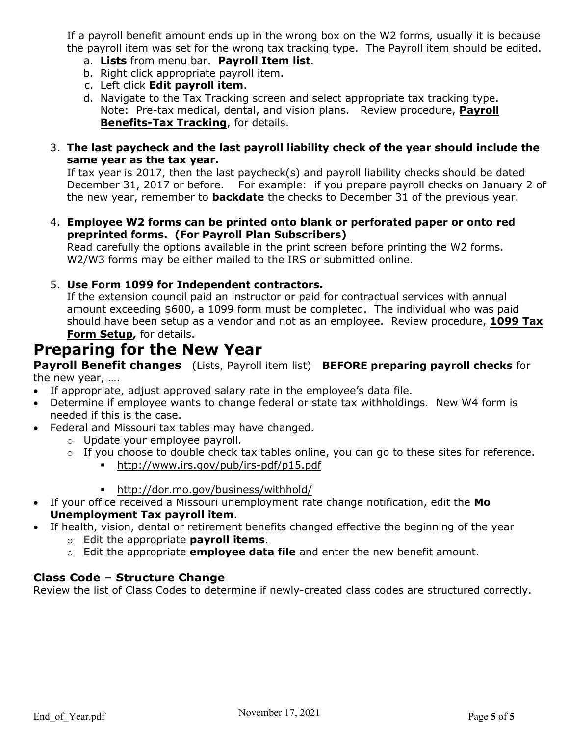If a payroll benefit amount ends up in the wrong box on the W2 forms, usually it is because the payroll item was set for the wrong tax tracking type. The Payroll item should be edited.

a. **Lists** from menu bar. **Payroll Item list**.
b. Right click appropriate payroll item.
c. Left click **Edit payroll item**.
d. Navigate to the Tax Tracking screen and select appropriate tax tracking type. Note: Pre-tax medical, dental, and vision plans. Review procedure, **Payroll Benefits-Tax Tracking**, for details.

3. **The last paycheck and the last payroll liability check of the year should include the same year as the tax year.**
   If tax year is 2017, then the last paycheck(s) and payroll liability checks should be dated December 31, 2017 or before. For example: if you prepare payroll checks on January 2 of the new year, remember to **backdate** the checks to December 31 of the previous year.

4. **Employee W2 forms can be printed onto blank or perforated paper or onto red preprinted forms. (For Payroll Plan Subscribers)**
   Read carefully the options available in the print screen before printing the W2 forms. W2/W3 forms may be either mailed to the IRS or submitted online.

5. **Use Form 1099 for Independent contractors.**
   If the extension council paid an instructor or paid for contractual services with annual amount exceeding $600, a 1099 form must be completed. The individual who was paid should have been setup as a vendor and not as an employee. Review procedure, **1099 Tax Form Setup,** for details.

# Preparing for the New Year

**Payroll Benefit changes** (Lists, Payroll item list) **BEFORE preparing payroll checks** for the new year, ….

- If appropriate, adjust approved salary rate in the employee's data file.
- Determine if employee wants to change federal or state tax withholdings. New W4 form is needed if this is the case.
- Federal and Missouri tax tables may have changed.
  - Update your employee payroll.
  - If you choose to double check tax tables online, you can go to these sites for reference.
    - http://www.irs.gov/pub/irs-pdf/p15.pdf
    - http://dor.mo.gov/business/withhold/
- If your office received a Missouri unemployment rate change notification, edit the **Mo Unemployment Tax payroll item**.
- If health, vision, dental or retirement benefits changed effective the beginning of the year
  - Edit the appropriate **payroll items**.
  - Edit the appropriate **employee data file** and enter the new benefit amount.

### Class Code – Structure Change

Review the list of Class Codes to determine if newly-created class codes are structured correctly.